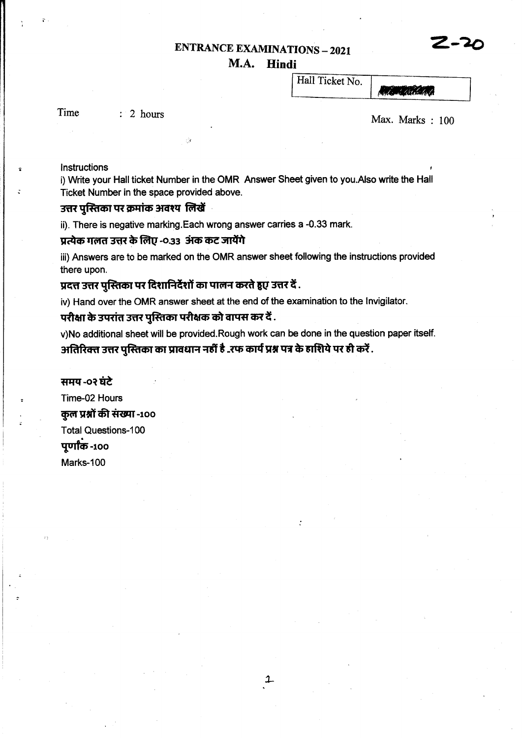Z-20

# ENTRANCE EXAMINATIONS – 2021

## M.A. Hindi

| Hall Ticket No. | |
|---|---|

Time : 2 hours

Max. Marks : 100

Instructions

i) Write your Hall ticket Number in the OMR Answer Sheet given to you.Also write the Hall Ticket Number in the space provided above.

**उत्तर पुस्तिका पर क्रमांक अवश्य लिखें**

ii). There is negative marking.Each wrong answer carries a -0.33 mark.

**प्रत्येक गलत उत्तर के लिए -0.33 अंक कट जायेंगे**

iii) Answers are to be marked on the OMR answer sheet following the instructions provided there upon.

**प्रदत्त उत्तर पुस्तिका पर दिशानिर्देशों का पालन करते हुए उत्तर दें .**

iv) Hand over the OMR answer sheet at the end of the examination to the Invigilator.

**परीक्षा के उपरांत उत्तर पुस्तिका परीक्षक को वापस कर दें .**

v)No additional sheet will be provided.Rough work can be done in the question paper itself.

**अतिरिक्त उत्तर पुस्तिका का प्रावधान नहीं है .रफ कार्य प्रश्न पत्र के हाशिये पर ही करें .**

**समय -०२ घंटे**

Time-02 Hours

**कुल प्रश्नों की संख्या -100**

Total Questions-100

**पूर्णांक -100**

Marks-100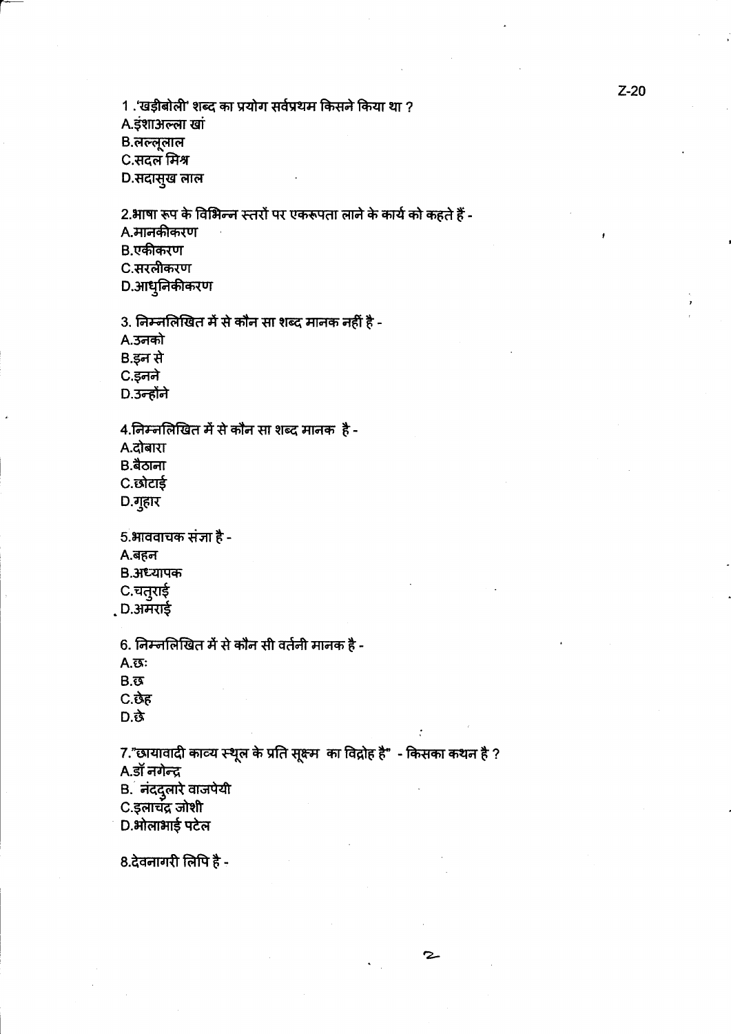1 .'खड़ीबोली' शब्द का प्रयोग सर्वप्रथम किसने किया था ?

A.इंशाअल्ला खां

B.लल्लूलाल

C.सदल मिश्र

D.सदासुख लाल

2.भाषा रूप के विभिन्न स्तरों पर एकरूपता लाने के कार्य को कहते हैं -

A.मानकीकरण

B.एकीकरण

C.सरलीकरण

D.आधुनिकीकरण

3. निम्नलिखित में से कौन सा शब्द मानक नहीं है -

A.उनको

B.इन से

C.इनने

D.उन्होंने

4.निम्नलिखित में से कौन सा शब्द मानक है -

A.दोबारा

B.बैठाना

C.छोटाई

D.गुहार

5.भाववाचक संज्ञा है -

A.बहन

B.अध्यापक

C.चतुराई

D.अमराई

6. निम्नलिखित में से कौन सी वर्तनी मानक है -

A.छः

B.छ

C.छेह

D.छे

7."छायावादी काव्य स्थूल के प्रति सूक्ष्म का विद्रोह है" - किसका कथन है ?

A.डॉ नगेन्द्र

B. नंददुलारे वाजपेयी

C.इलाचंद्र जोशी

D.भोलाभाई पटेल

8.देवनागरी लिपि है -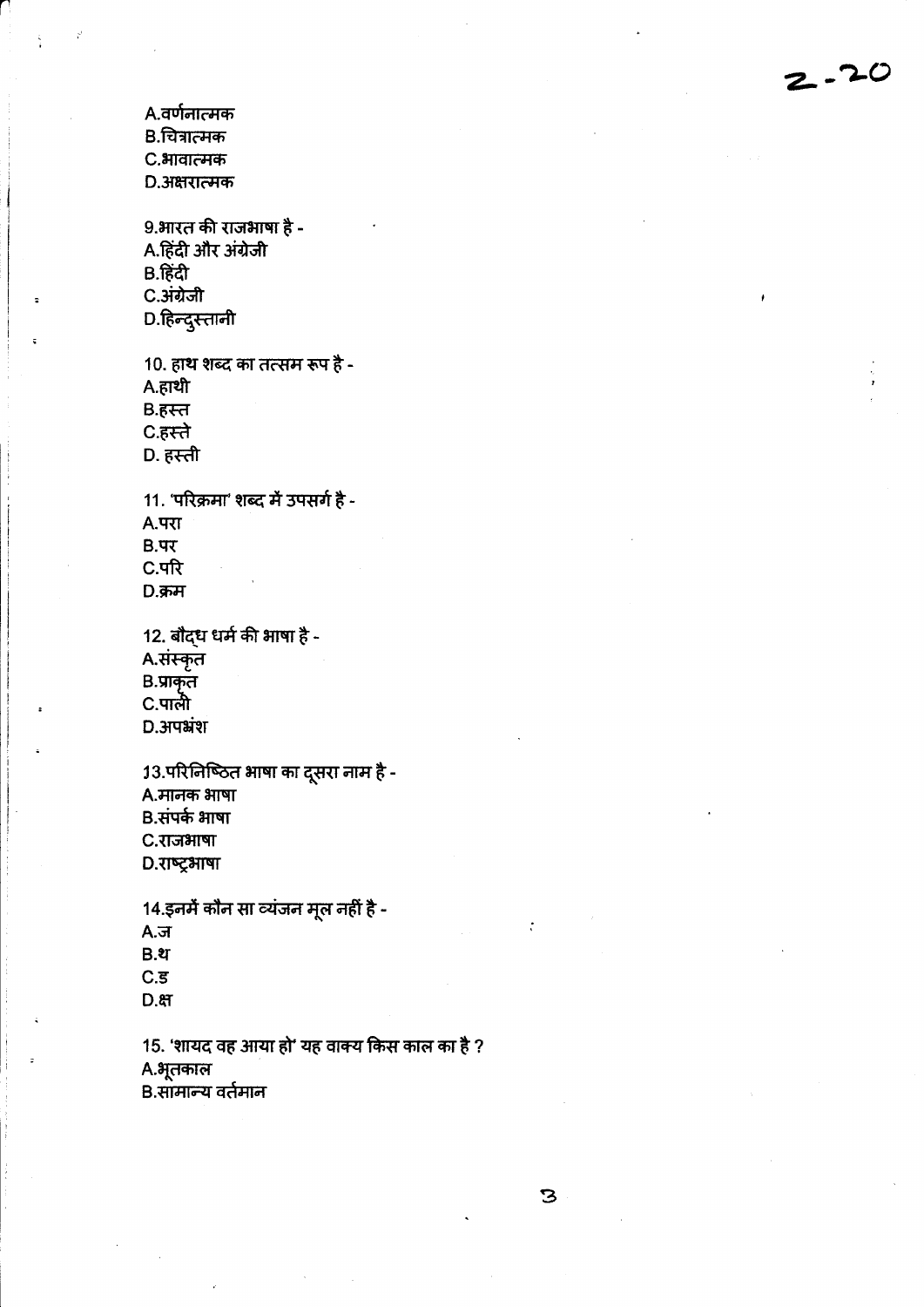A.वर्णनात्मक
B.चित्रात्मक
C.भावात्मक
D.अक्षरात्मक

9.भारत की राजभाषा है -
A.हिंदी और अंग्रेजी
B.हिंदी
C.अंग्रेजी
D.हिन्दुस्तानी

10. हाथ शब्द का तत्सम रूप है -
A.हाथी
B.हस्त
C.हस्ते
D. हस्ती

11. 'परिक्रमा' शब्द में उपसर्ग है -
A.परा
B.पर
C.परि
D.क्रम

12. बौद्ध धर्म की भाषा है -
A.संस्कृत
B.प्राकृत
C.पाली
D.अपभ्रंश

13.परिनिष्ठित भाषा का दूसरा नाम है -
A.मानक भाषा
B.संपर्क भाषा
C.राजभाषा
D.राष्ट्रभाषा

14.इनमें कौन सा व्यंजन मूल नहीं है -
A.ज
B.थ
C.ड
D.क्ष

15. 'शायद वह आया हो' यह वाक्य किस काल का है ?
A.भूतकाल
B.सामान्य वर्तमान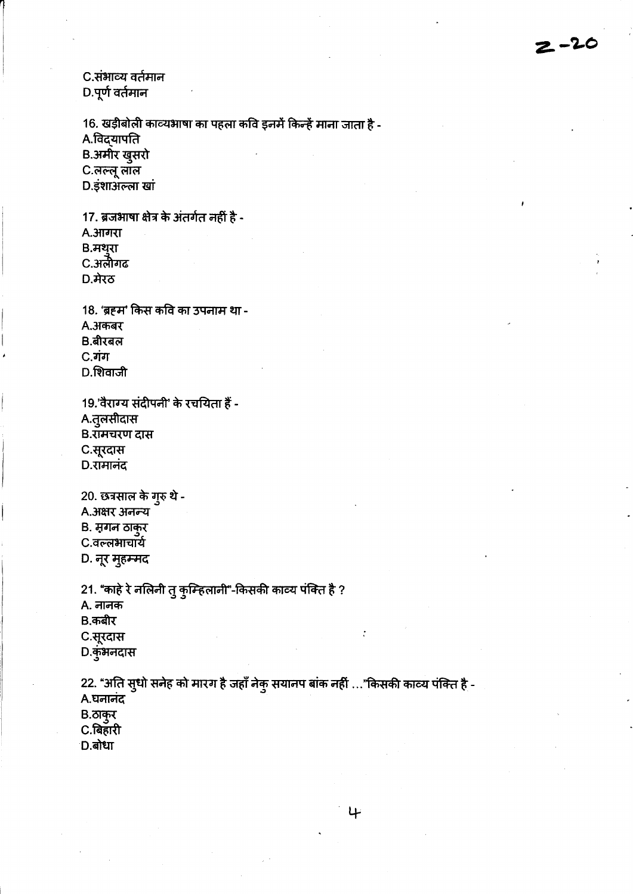C.संभाव्य वर्तमान
D.पूर्ण वर्तमान

16. खड़ीबोली काव्यभाषा का पहला कवि इनमें किन्हें माना जाता है -
A.विद्यापति
B.अमीर खुसरो
C.लल्लू लाल
D.इंशाअल्ला खां

17. ब्रजभाषा क्षेत्र के अंतर्गत नहीं है -
A.आगरा
B.मथुरा
C.अलीगढ
D.मेरठ

18. 'ब्रह्म' किस कवि का उपनाम था -
A.अकबर
B.बीरबल
C.गंग
D.शिवाजी

19.'वैराग्य संदीपनी' के रचयिता हैं -
A.तुलसीदास
B.रामचरण दास
C.सूरदास
D.रामानंद

20. छत्रसाल के गुरु थे -
A.अक्षर अनन्य
B. मृगन ठाकुर
C.वल्लभाचार्य
D. नूर मुहम्मद

21. "काहे रे नलिनी तु कुम्हिलानी"-किसकी काव्य पंक्ति है ?
A. नानक
B.कबीर
C.सूरदास
D.कुंभनदास

22. "अति सुधो सनेह को मारग है जहाँ नेकु सयानप बांक नहीं ..."किसकी काव्य पंक्ति है -
A.घनानंद
B.ठाकुर
C.बिहारी
D.बोधा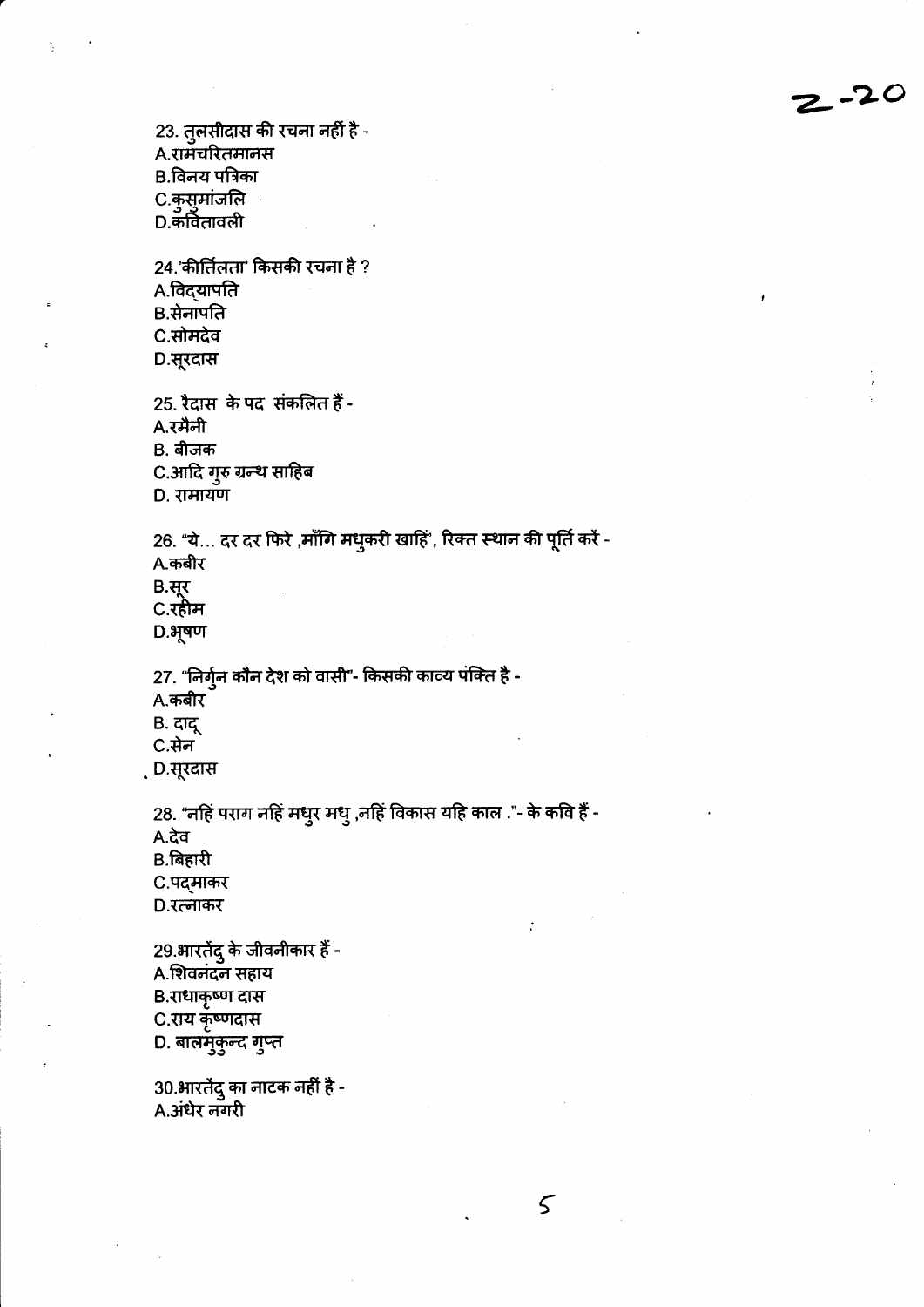23. तुलसीदास की रचना नहीं है -
A.रामचरितमानस
B.विनय पत्रिका
C.कुसुमांजलि
D.कवितावली

24.'कीर्तिलता' किसकी रचना है ?
A.विद्यापति
B.सेनापति
C.सोमदेव
D.सूरदास

25. रैदास के पद संकलित हैं -
A.रमैनी
B. बीजक
C.आदि गुरु ग्रन्थ साहिब
D. रामायण

26. "ये... दर दर फिरे ,माँगि मधुकरी खाहिं', रिक्त स्थान की पूर्ति करें -
A.कबीर
B.सूर
C.रहीम
D.भूषण

27. "निर्गुन कौन देश को वासी"- किसकी काव्य पंक्ति है -
A.कबीर
B. दादू
C.सेन
D.सूरदास

28. "नहिं पराग नहिं मधुर मधु ,नहिं विकास यहि काल ."- के कवि हैं -
A.देव
B.बिहारी
C.पद्माकर
D.रत्नाकर

29.भारतेंदु के जीवनीकार हैं -
A.शिवनंदन सहाय
B.राधाकृष्ण दास
C.राय कृष्णदास
D. बालमुकुन्द गुप्त

30.भारतेंदु का नाटक नहीं है -
A.अंधेर नगरी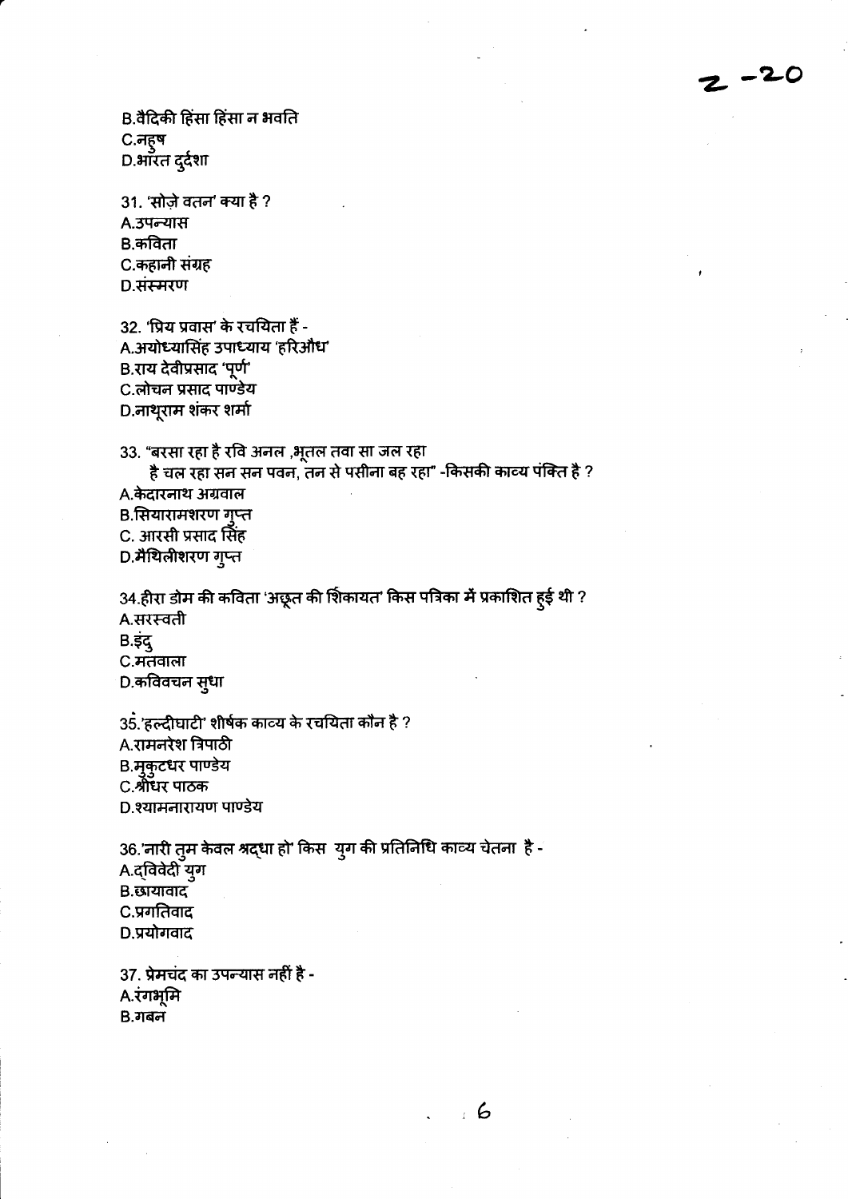B.वैदिकी हिंसा हिंसा न भवति
C.नहुष
D.भारत दुर्दशा

31. 'सोज़े वतन' क्या है ?
A.उपन्यास
B.कविता
C.कहानी संग्रह
D.संस्मरण

32. 'प्रिय प्रवास' के रचयिता हैं -
A.अयोध्यासिंह उपाध्याय 'हरिऔध'
B.राय देवीप्रसाद 'पूर्ण'
C.लोचन प्रसाद पाण्डेय
D.नाथूराम शंकर शर्मा

33. "बरसा रहा है रवि अनल ,भूतल तवा सा जल रहा
है चल रहा सन सन पवन, तन से पसीना बह रहा" -किसकी काव्य पंक्ति है ?
A.केदारनाथ अग्रवाल
B.सियारामशरण गुप्त
C. आरसी प्रसाद सिंह
D.मैथिलीशरण गुप्त

34.हीरा डोम की कविता 'अछूत की शिकायत' किस पत्रिका में प्रकाशित हुई थी ?
A.सरस्वती
B.इंदु
C.मतवाला
D.कविवचन सुधा

35.'हल्दीघाटी' शीर्षक काव्य के रचयिता कौन है ?
A.रामनरेश त्रिपाठी
B.मुकुटधर पाण्डेय
C.श्रीधर पाठक
D.श्यामनारायण पाण्डेय

36.'नारी तुम केवल श्रद्धा हो' किस युग की प्रतिनिधि काव्य चेतना है -
A.द्विवेदी युग
B.छायावाद
C.प्रगतिवाद
D.प्रयोगवाद

37. प्रेमचंद का उपन्यास नहीं है -
A.रंगभूमि
B.गबन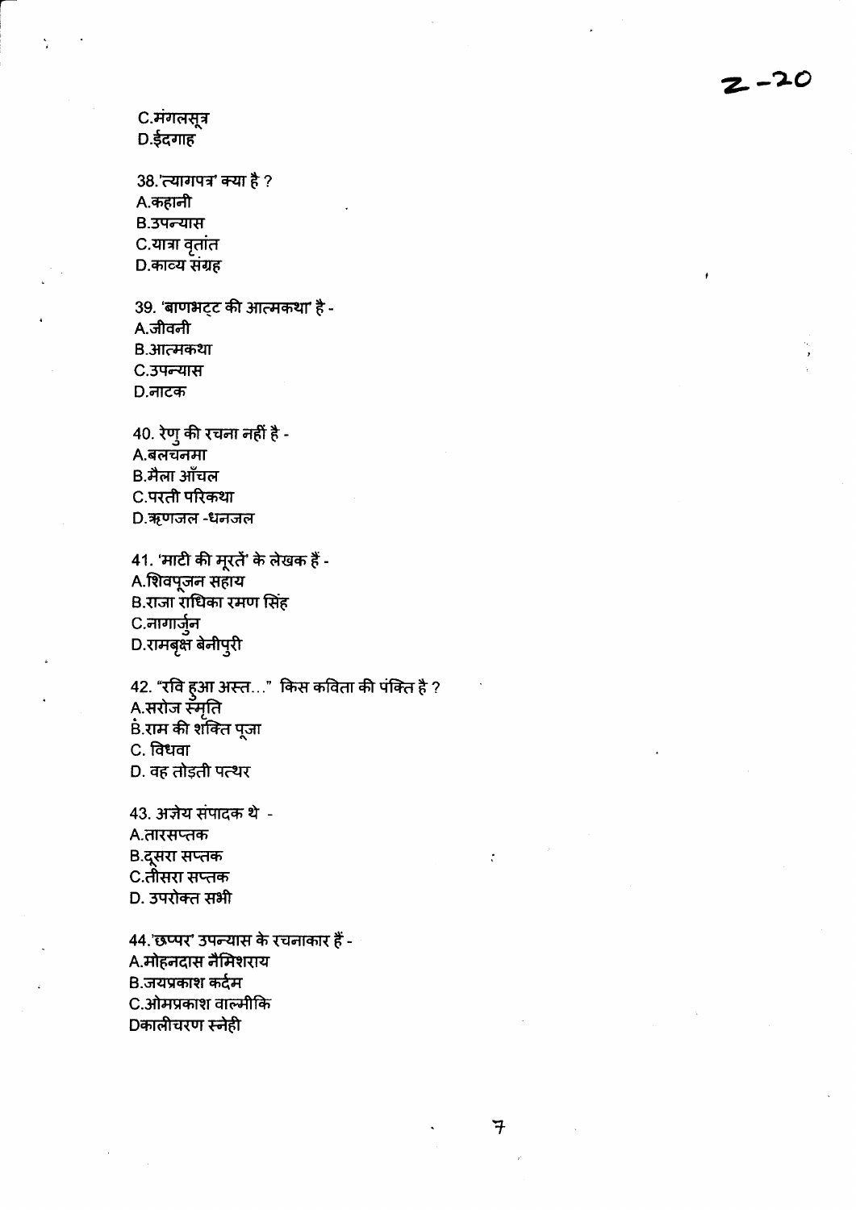C.मंगलसूत्र
D.ईदगाह

38.'त्यागपत्र' क्या है ?
A.कहानी
B.उपन्यास
C.यात्रा वृतांत
D.काव्य संग्रह

39. 'बाणभट्ट की आत्मकथा' है -
A.जीवनी
B.आत्मकथा
C.उपन्यास
D.नाटक

40. रेणु की रचना नहीं है -
A.बलचनमा
B.मैला आँचल
C.परती परिकथा
D.ऋणजल -धनजल

41. 'माटी की मूरतें' के लेखक हैं -
A.शिवपूजन सहाय
B.राजा राधिका रमण सिंह
C.नागार्जुन
D.रामबृक्ष बेनीपुरी

42. "रवि हुआ अस्त..." किस कविता की पंक्ति है ?
A.सरोज स्मृति
B.राम की शक्ति पूजा
C. विधवा
D. वह तोड़ती पत्थर

43. अज्ञेय संपादक थे -
A.तारसप्तक
B.दूसरा सप्तक
C.तीसरा सप्तक
D. उपरोक्त सभी

44.'छप्पर' उपन्यास के रचनाकार हैं -
A.मोहनदास नैमिशराय
B.जयप्रकाश कर्दम
C.ओमप्रकाश वाल्मीकि
Dकालीचरण स्नेही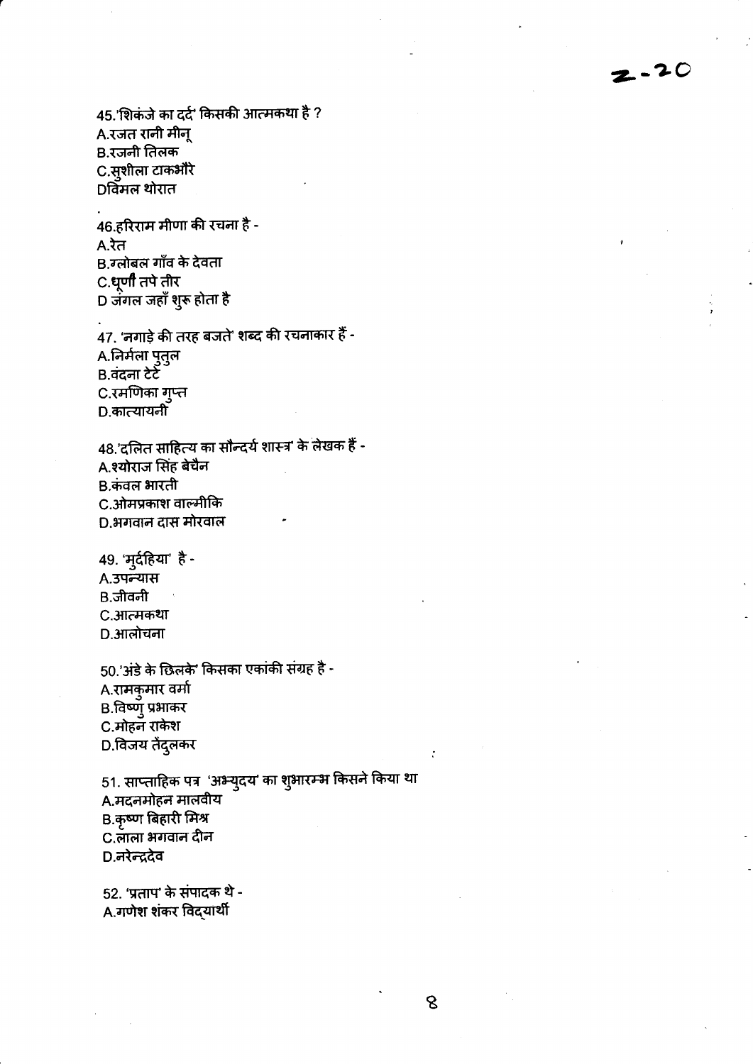45.'शिकंजे का दर्द' किसकी आत्मकथा है ?
A.रजत रानी मीनू
B.रजनी तिलक
C.सुशीला टाकभौरे
Dविमल थोरात

46.हरिराम मीणा की रचना है -
A.रेत
B.ग्लोबल गाँव के देवता
C.धूणीं तपे तीर
D जंगल जहाँ शुरू होता है

47. 'नगाड़े की तरह बजते' शब्द की रचनाकार हैं -
A.निर्मला पुतुल
B.वंदना टेटे
C.रमणिका गुप्त
D.कात्यायनी

48.'दलित साहित्य का सौन्दर्य शास्त्र' के लेखक हैं -
A.श्योराज सिंह बेचैन
B.कंवल भारती
C.ओमप्रकाश वाल्मीकि
D.भगवान दास मोरवाल

49. 'मुर्दहिया' है -
A.उपन्यास
B.जीवनी
C.आत्मकथा
D.आलोचना

50.'अंडे के छिलके' किसका एकांकी संग्रह है -
A.रामकुमार वर्मा
B.विष्णु प्रभाकर
C.मोहन राकेश
D.विजय तेंदुलकर

51. साप्ताहिक पत्र 'अभ्युदय' का शुभारम्भ किसने किया था
A.मदनमोहन मालवीय
B.कृष्ण बिहारी मिश्र
C.लाला भगवान दीन
D.नरेन्द्रदेव

52. 'प्रताप' के संपादक थे -
A.गणेश शंकर विद्यार्थी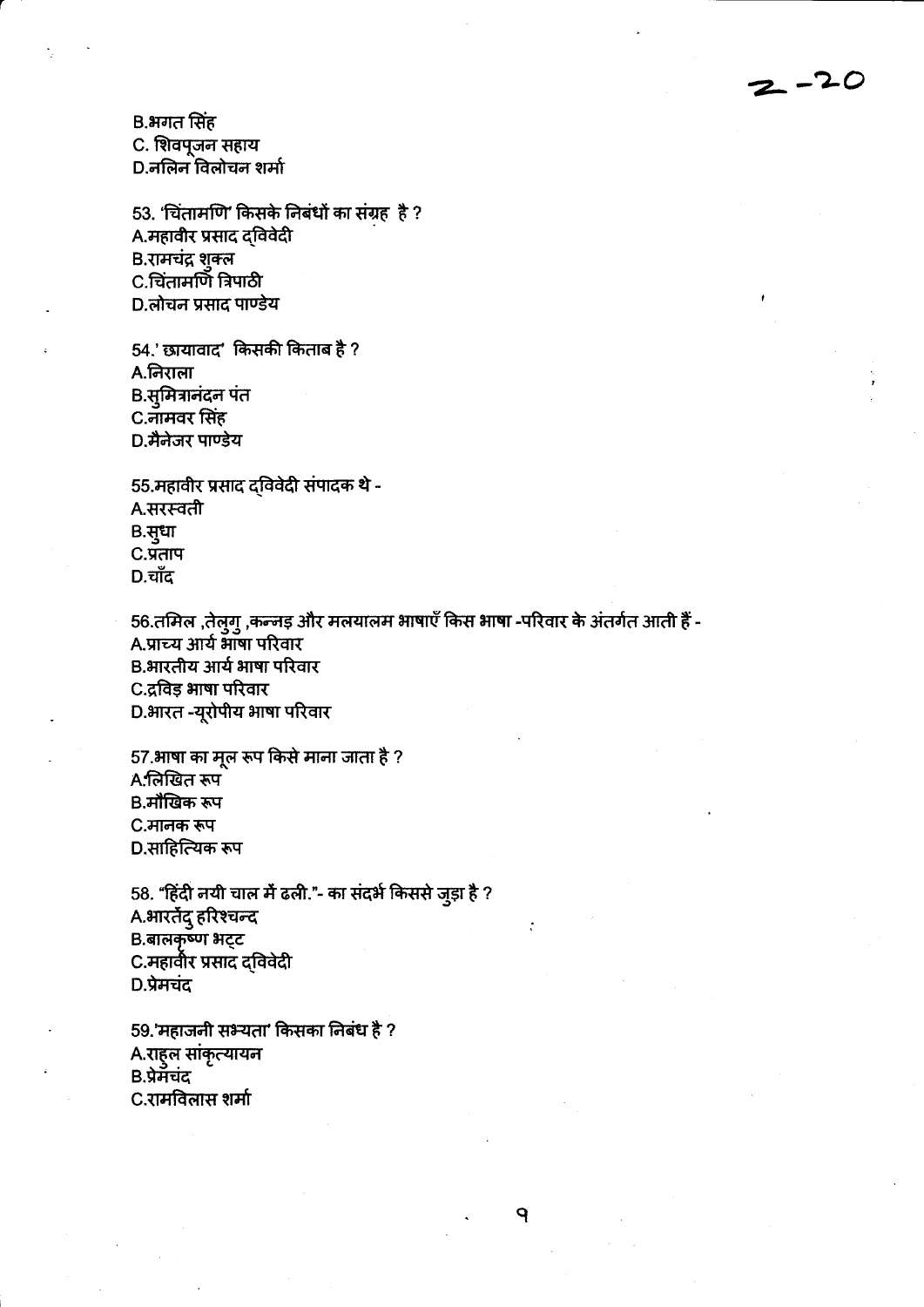B.भगत सिंह
C. शिवपूजन सहाय
D.नलिन विलोचन शर्मा

53. 'चिंतामणि' किसके निबंधों का संग्रह है ?
A.महावीर प्रसाद द्विवेदी
B.रामचंद्र शुक्ल
C.चिंतामणि त्रिपाठी
D.लोचन प्रसाद पाण्डेय

54.' छायावाद' किसकी किताब है ?
A.निराला
B.सुमित्रानंदन पंत
C.नामवर सिंह
D.मैनेजर पाण्डेय

55.महावीर प्रसाद द्विवेदी संपादक थे -
A.सरस्वती
B.सुधा
C.प्रताप
D.चाँद

56.तमिल ,तेलुगु ,कन्नड़ और मलयालम भाषाएँ किस भाषा -परिवार के अंतर्गत आती हैं -
A.प्राच्य आर्य भाषा परिवार
B.भारतीय आर्य भाषा परिवार
C.द्रविड़ भाषा परिवार
D.भारत -यूरोपीय भाषा परिवार

57.भाषा का मूल रूप किसे माना जाता है ?
A.लिखित रूप
B.मौखिक रूप
C.मानक रूप
D.साहित्यिक रूप

58. "हिंदी नयी चाल में ढली."- का संदर्भ किससे जुड़ा है ?
A.भारतेंदु हरिश्चन्द
B.बालकृष्ण भट्ट
C.महावीर प्रसाद द्विवेदी
D.प्रेमचंद

59.'महाजनी सभ्यता' किसका निबंध है ?
A.राहुल सांकृत्यायन
B.प्रेमचंद
C.रामविलास शर्मा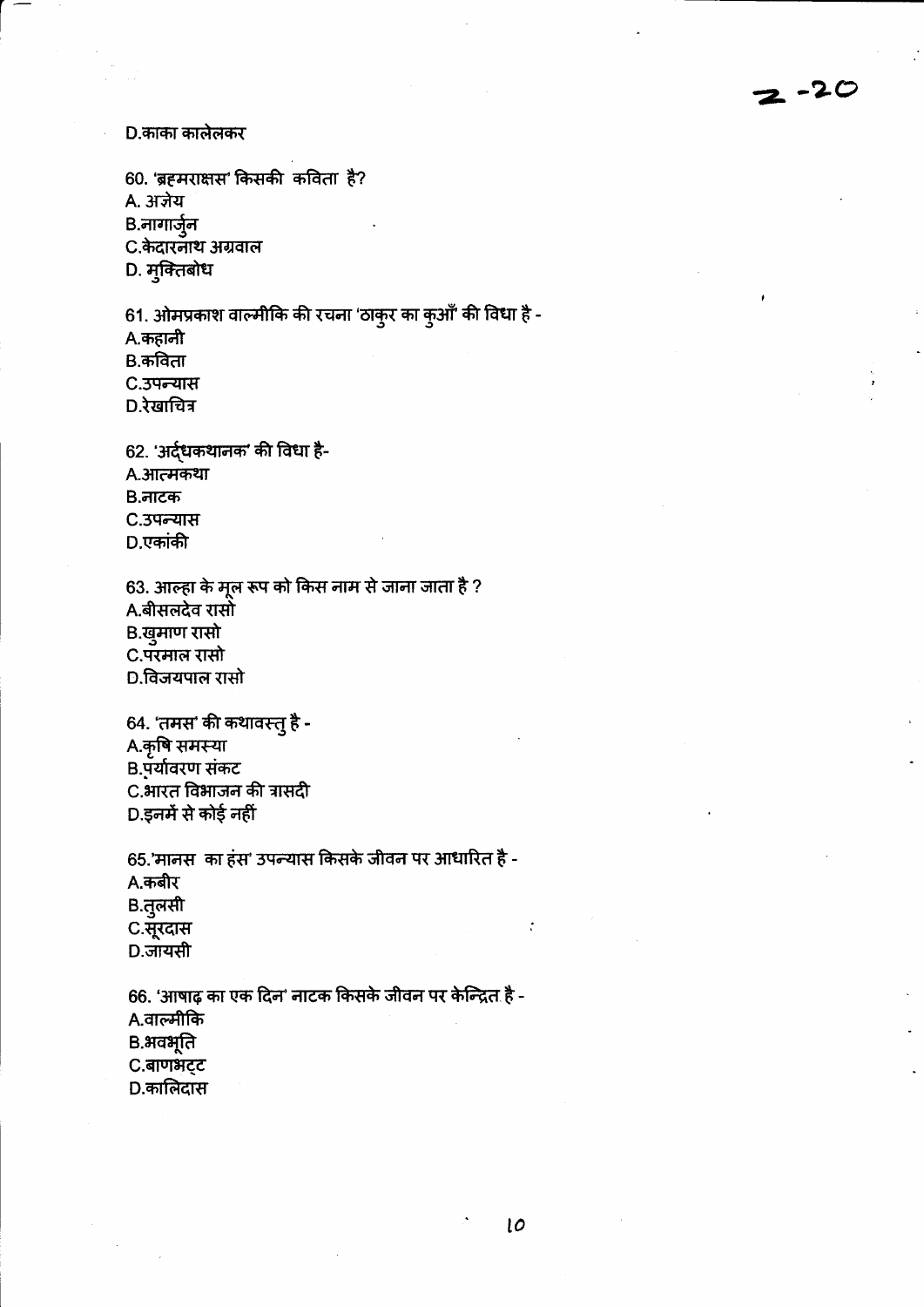D.काका कालेलकर

60. 'ब्रह्मराक्षस' किसकी कविता है?
A. अज्ञेय
B.नागार्जुन
C.केदारनाथ अग्रवाल
D. मुक्तिबोध

61. ओमप्रकाश वाल्मीकि की रचना 'ठाकुर का कुआँ' की विधा है -
A.कहानी
B.कविता
C.उपन्यास
D.रेखाचित्र

62. 'अर्द्धकथानक' की विधा है-
A.आत्मकथा
B.नाटक
C.उपन्यास
D.एकांकी

63. आल्हा के मूल रूप को किस नाम से जाना जाता है ?
A.बीसलदेव रासो
B.खुमाण रासो
C.परमाल रासो
D.विजयपाल रासो

64. 'तमस' की कथावस्तु है -
A.कृषि समस्या
B.पर्यावरण संकट
C.भारत विभाजन की त्रासदी
D.इनमें से कोई नहीं

65.'मानस का हंस' उपन्यास किसके जीवन पर आधारित है -
A.कबीर
B.तुलसी
C.सूरदास
D.जायसी

66. 'आषाढ़ का एक दिन' नाटक किसके जीवन पर केन्द्रित है -
A.वाल्मीकि
B.भवभूति
C.बाणभट्ट
D.कालिदास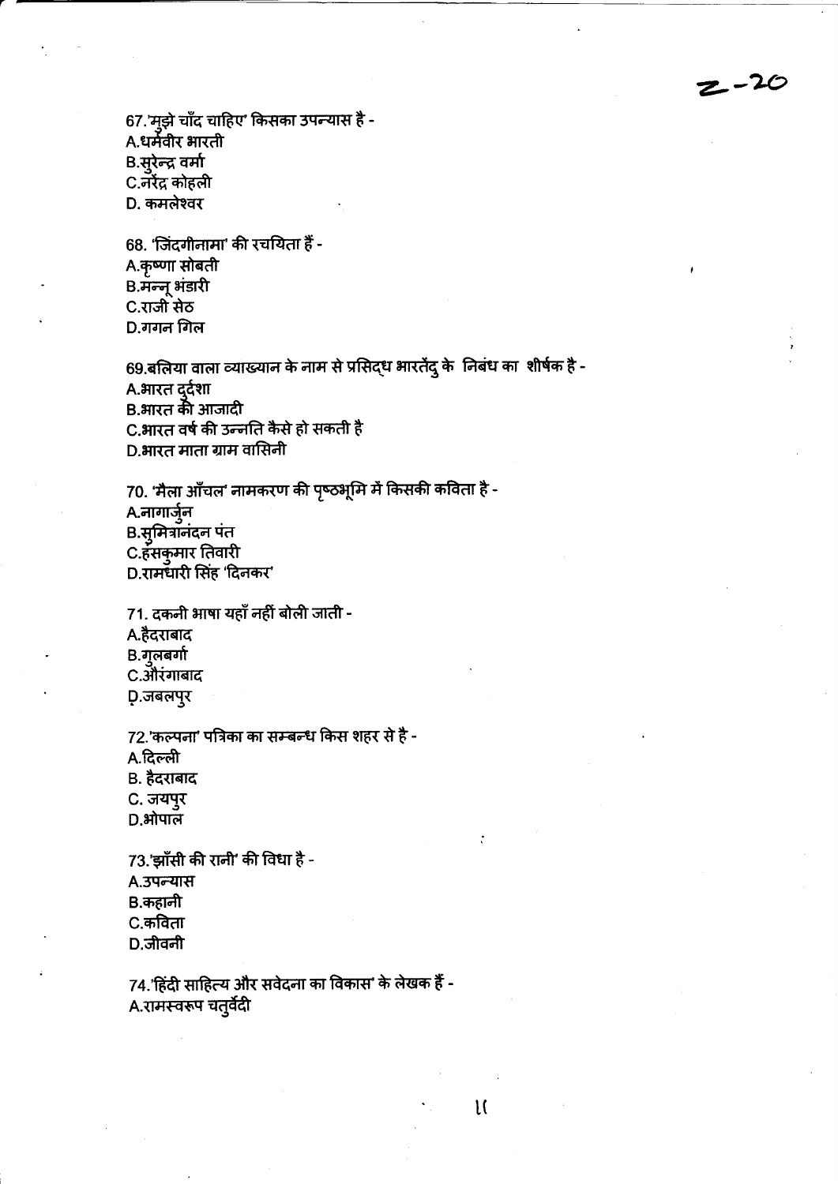67.'मुझे चाँद चाहिए' किसका उपन्यास है -
A.धर्मवीर भारती
B.सुरेन्द्र वर्मा
C.नरेंद्र कोहली
D. कमलेश्वर

68. 'जिंदगीनामा' की रचयिता हैं -
A.कृष्णा सोबती
B.मन्नू भंडारी
C.राजी सेठ
D.गगन गिल

69.बलिया वाला व्याख्यान के नाम से प्रसिद्ध भारतेंदु के निबंध का शीर्षक है -
A.भारत दुर्दशा
B.भारत की आजादी
C.भारत वर्ष की उन्नति कैसे हो सकती है
D.भारत माता ग्राम वासिनी

70. 'मैला आँचल' नामकरण की पृष्ठभूमि में किसकी कविता है -
A.नागार्जुन
B.सुमित्रानंदन पंत
C.हंसकुमार तिवारी
D.रामधारी सिंह 'दिनकर'

71. दकनी भाषा यहाँ नहीं बोली जाती -
A.हैदराबाद
B.गुलबर्गा
C.औरंगाबाद
D.जबलपुर

72.'कल्पना' पत्रिका का सम्बन्ध किस शहर से है -
A.दिल्ली
B. हैदराबाद
C. जयपुर
D.भोपाल

73.'झाँसी की रानी' की विधा है -
A.उपन्यास
B.कहानी
C.कविता
D.जीवनी

74.'हिंदी साहित्य और सवेदना का विकास' के लेखक हैं -
A.रामस्वरूप चतुर्वेदी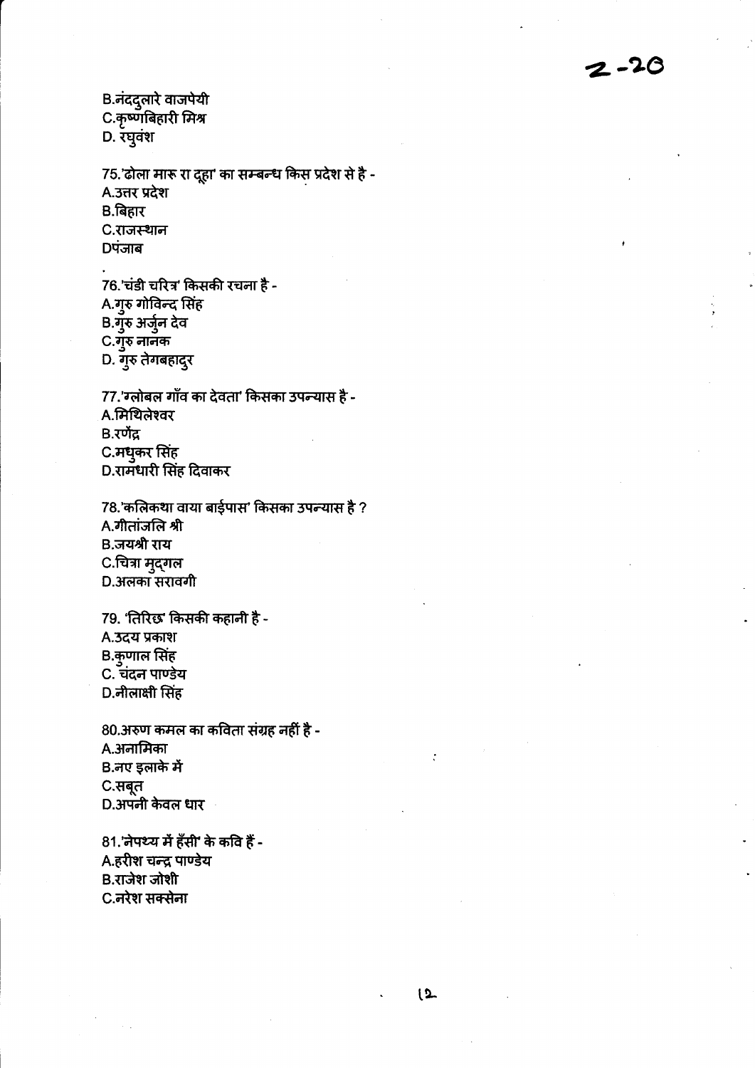B.नंददुलारे वाजपेयी
C.कृष्णबिहारी मिश्र
D. रघुवंश

75.'ढोला मारू रा दूहा' का सम्बन्ध किस प्रदेश से है -
A.उत्तर प्रदेश
B.बिहार
C.राजस्थान
Dपंजाब

76.'चंडी चरित्र' किसकी रचना है -
A.गुरु गोविन्द सिंह
B.गुरु अर्जुन देव
C.गुरु नानक
D. गुरु तेगबहादुर

77.'ग्लोबल गाँव का देवता' किसका उपन्यास है -
A.मिथिलेश्वर
B.रणेंद्र
C.मधुकर सिंह
D.रामधारी सिंह दिवाकर

78.'कलिकथा वाया बाईपास' किसका उपन्यास है ?
A.गीतांजलि श्री
B.जयश्री राय
C.चित्रा मुद्गल
D.अलका सरावगी

79. 'तिरिछ' किसकी कहानी है -
A.उदय प्रकाश
B.कुणाल सिंह
C. चंदन पाण्डेय
D.नीलाक्षी सिंह

80.अरुण कमल का कविता संग्रह नहीं है -
A.अनामिका
B.नए इलाके में
C.सबूत
D.अपनी केवल धार

81.'नेपथ्य में हँसी' के कवि हैं -
A.हरीश चन्द्र पाण्डेय
B.राजेश जोशी
C.नरेश सक्सेना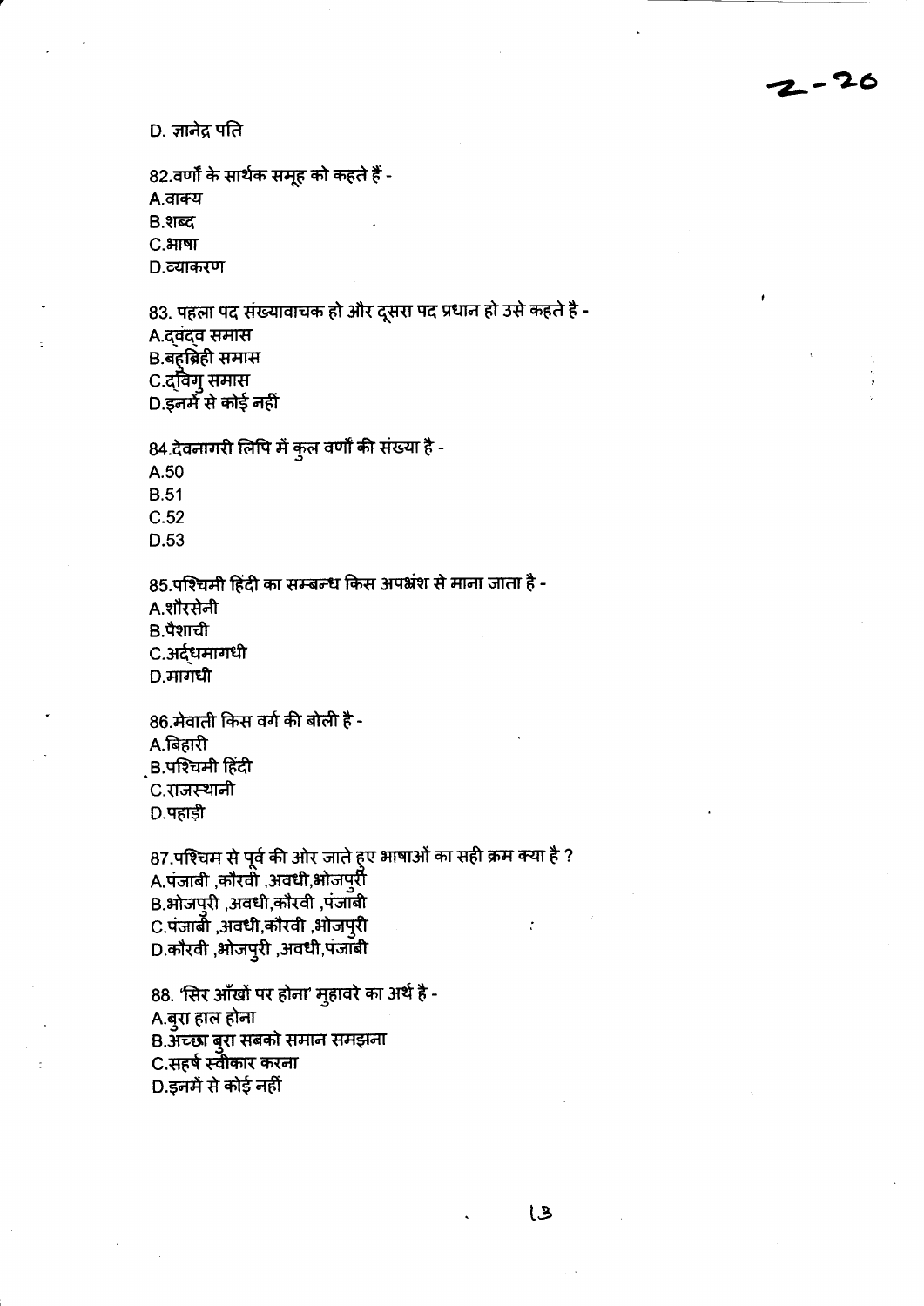D. ज्ञानेद्र पति

82.वर्णों के सार्थक समूह को कहते हैं -
A.वाक्य
B.शब्द
C.भाषा
D.व्याकरण

83. पहला पद संख्यावाचक हो और दूसरा पद प्रधान हो उसे कहते है -
A.द्वंद्व समास
B.बहुव्रिही समास
C.द्विगु समास
D.इनमें से कोई नहीं

84.देवनागरी लिपि में कुल वर्णों की संख्या है -
A.50
B.51
C.52
D.53

85.पश्चिमी हिंदी का सम्बन्ध किस अपभ्रंश से माना जाता है -
A.शौरसेनी
B.पैशाची
C.अर्द्धमागधी
D.मागधी

86.मेवाती किस वर्ग की बोली है -
A.बिहारी
B.पश्चिमी हिंदी
C.राजस्थानी
D.पहाड़ी

87.पश्चिम से पूर्व की ओर जाते हुए भाषाओं का सही क्रम क्या है ?
A.पंजाबी ,कौरवी ,अवधी,भोजपुरी
B.भोजपुरी ,अवधी,कौरवी ,पंजाबी
C.पंजाबी ,अवधी,कौरवी ,भोजपुरी
D.कौरवी ,भोजपुरी ,अवधी,पंजाबी

88. 'सिर आँखों पर होना' मुहावरे का अर्थ है -
A.बुरा हाल होना
B.अच्छा बुरा सबको समान समझना
C.सहर्ष स्वीकार करना
D.इनमें से कोई नहीं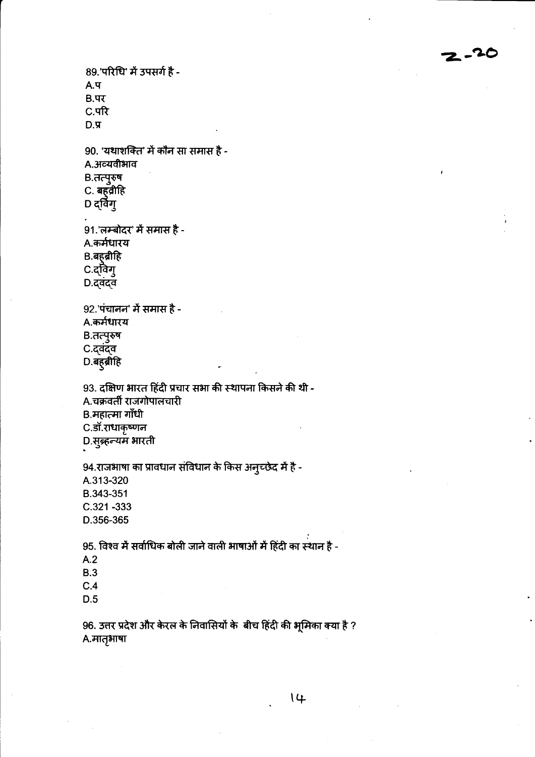89.'परिधि' में उपसर्ग है -

A.प

B.पर

C.परि

D.प्र

90. 'यथाशक्ति' में कौन सा समास है -

A.अव्यवीभाव

B.तत्पुरुष

C. बहुव्रीहि

D द्विगु

91.'लम्बोदर' में समास है -

A.कर्मधारय

B.बहुब्रीहि

C.द्विगु

D.द्वंद्व

92.'पंचानन' में समास है -

A.कर्मधारय

B.तत्पुरुष

C.द्वंद्व

D.बहुब्रीहि

93. दक्षिण भारत हिंदी प्रचार सभा की स्थापना किसने की थी -

A.चक्रवर्ती राजगोपालचारी

B.महात्मा गाँधी

C.डॉ.राधाकृष्णन

D.सुब्रह्न्यम भारती

94.राजभाषा का प्रावधान संविधान के किस अनुच्छेद में है -

A.313-320

B.343-351

C.321 -333

D.356-365

95. विश्व में सर्वाधिक बोली जाने वाली भाषाओं में हिंदी का स्थान है -

A.2

B.3

C.4

D.5

96. उत्तर प्रदेश और केरल के निवासियों के बीच हिंदी की भूमिका क्या है ?

A.मातृभाषा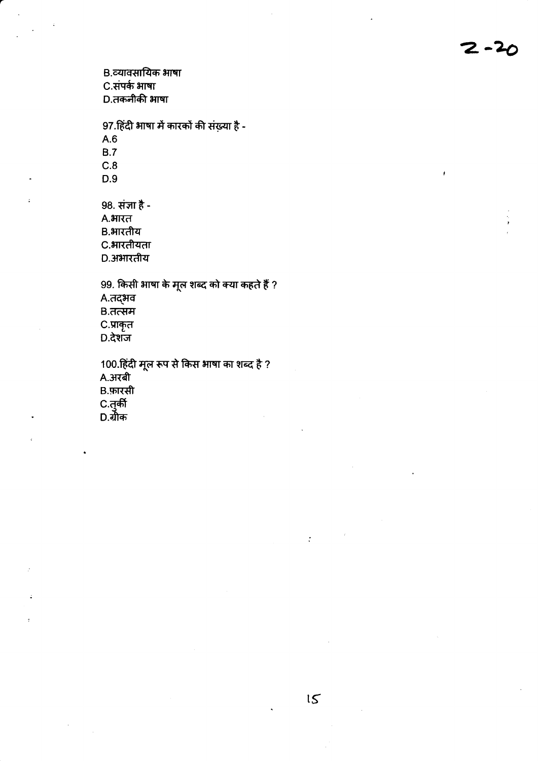B.व्यावसायिक भाषा
C.संपर्क भाषा
D.तकनीकी भाषा

97.हिंदी भाषा में कारकों की संख़्या है -
A.6
B.7
C.8
D.9

98. संज्ञा है -
A.भारत
B.भारतीय
C.भारतीयता
D.अभारतीय

99. किसी भाषा के मूल शब्द को क्या कहते हैं ?
A.तद्भव
B.तत्सम
C.प्राकृत
D.देशज

100.हिंदी मूल रूप से किस भाषा का शब्द है ?
A.अरबी
B.फ़ारसी
C.तुर्की
D.ग्रीक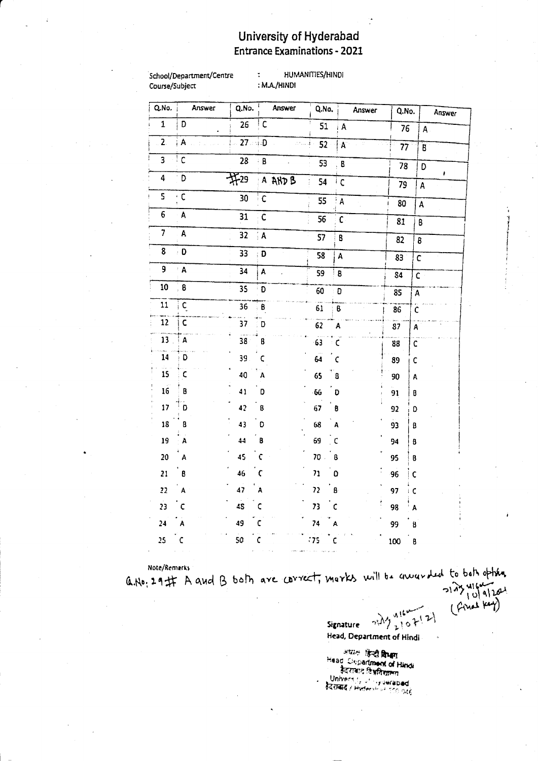# University of Hyderabad
## Entrance Examinations - 2021

School/Department/Centre : HUMANITIES/HINDI
Course/Subject : M.A./HINDI

| Q.No. | Answer | Q.No. | Answer | Q.No. | Answer | Q.No. | Answer |
|---|---|---|---|---|---|---|---|
| 1 | D | 26 | C | 51 | A | 76 | A |
| 2 | A | 27 | D | 52 | A | 77 | B |
| 3 | C | 28 | B | 53 | B | 78 | D |
| 4 | D | #29 | A AND B | 54 | C | 79 | A |
| 5 | C | 30 | C | 55 | A | 80 | A |
| 6 | A | 31 | C | 56 | C | 81 | B |
| 7 | A | 32 | A | 57 | B | 82 | B |
| 8 | D | 33 | D | 58 | A | 83 | C |
| 9 | A | 34 | A | 59 | B | 84 | C |
| 10 | B | 35 | D | 60 | D | 85 | A |
| 11 | C | 36 | B | 61 | B | 86 | C |
| 12 | C | 37 | D | 62 | A | 87 | A |
| 13 | A | 38 | B | 63 | C | 88 | C |
| 14 | D | 39 | C | 64 | C | 89 | C |
| 15 | C | 40 | A | 65 | B | 90 | A |
| 16 | B | 41 | D | 66 | D | 91 | B |
| 17 | D | 42 | B | 67 | B | 92 | D |
| 18 | B | 43 | D | 68 | A | 93 | B |
| 19 | A | 44 | B | 69 | C | 94 | B |
| 20 | A | 45 | C | 70 | B | 95 | B |
| 21 | B | 46 | C | 71 | D | 96 | C |
| 22 | A | 47 | A | 72 | B | 97 | C |
| 23 | C | 48 | C | 73 | C | 98 | A |
| 24 | A | 49 | C | 74 | A | 99 | B |
| 25 | C | 50 | C | 75 | C | 100 | B |

Note/Remarks

Q.No. 29 # A and B both are correct, marks will be awarded to both option.

10/9/2021 (Final key)

Signature 2/07/21

Head, Department of Hindi

अध्यक्ष हिन्दी विभाग
Head, Department of Hindi
हैदराबाद विश्वविद्यालय
University of Hyderabad
हैदराबाद / Hyderabad